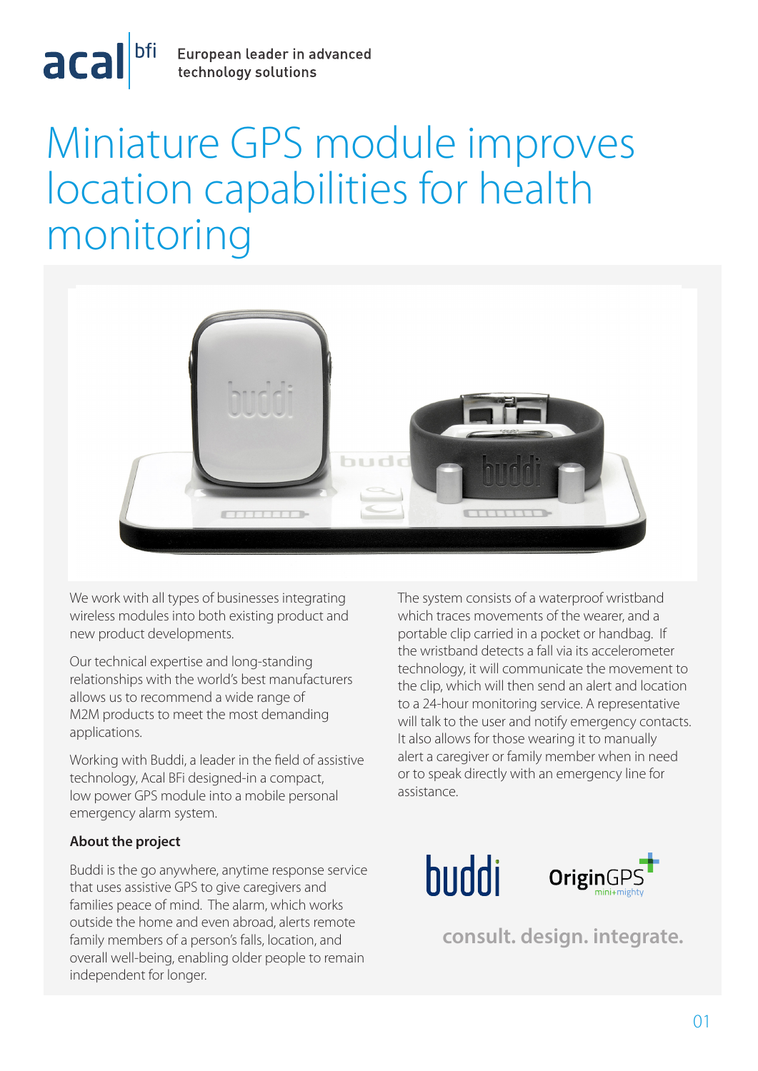acal bfi — European leader in advanced technology solutions

# Miniature GPS module improves location capabilities for health monitoring

We work with all types of businesses integrating wireless modules into both existing product and new product developments.

Our technical expertise and long-standing relationships with the world's best manufacturers allows us to recommend a wide range of M2M products to meet the most demanding applications.

Working with Buddi, a leader in the field of assistive technology, Acal BFi designed-in a compact, low power GPS module into a mobile personal emergency alarm system.

**About the project**

Buddi is the go anywhere, anytime response service that uses assistive GPS to give caregivers and families peace of mind. The alarm, which works outside the home and even abroad, alerts remote family members of a person's falls, location, and overall well-being, enabling older people to remain independent for longer.

The system consists of a waterproof wristband which traces movements of the wearer, and a portable clip carried in a pocket or handbag. If the wristband detects a fall via its accelerometer technology, it will communicate the movement to the clip, which will then send an alert and location to a 24-hour monitoring service. A representative will talk to the user and notify emergency contacts. It also allows for those wearing it to manually alert a caregiver or family member when in need or to speak directly with an emergency line for assistance.

buddi OriginGPS mini+mighty

consult. design. integrate.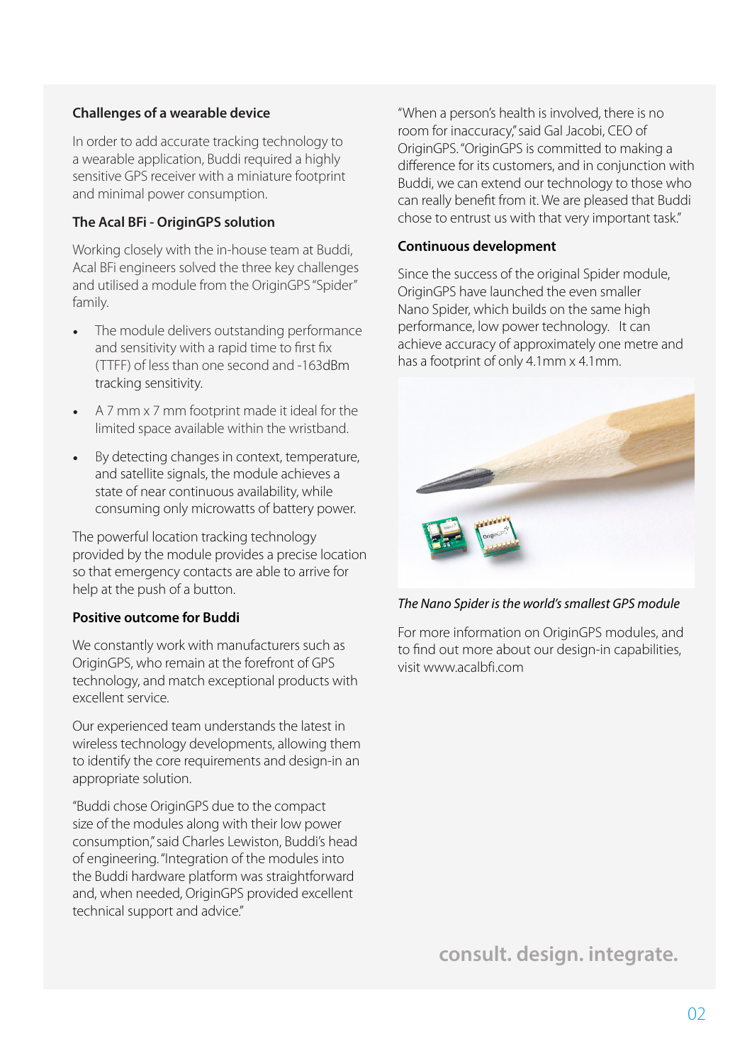### Challenges of a wearable device

In order to add accurate tracking technology to a wearable application, Buddi required a highly sensitive GPS receiver with a miniature footprint and minimal power consumption.

### The Acal BFi - OriginGPS solution

Working closely with the in-house team at Buddi, Acal BFi engineers solved the three key challenges and utilised a module from the OriginGPS "Spider" family.

- The module delivers outstanding performance and sensitivity with a rapid time to first fix (TTFF) of less than one second and -163dBm tracking sensitivity.
- A 7 mm x 7 mm footprint made it ideal for the limited space available within the wristband.
- By detecting changes in context, temperature, and satellite signals, the module achieves a state of near continuous availability, while consuming only microwatts of battery power.

The powerful location tracking technology provided by the module provides a precise location so that emergency contacts are able to arrive for help at the push of a button.

### Positive outcome for Buddi

We constantly work with manufacturers such as OriginGPS, who remain at the forefront of GPS technology, and match exceptional products with excellent service.

Our experienced team understands the latest in wireless technology developments, allowing them to identify the core requirements and design-in an appropriate solution.

"Buddi chose OriginGPS due to the compact size of the modules along with their low power consumption," said Charles Lewiston, Buddi's head of engineering. "Integration of the modules into the Buddi hardware platform was straightforward and, when needed, OriginGPS provided excellent technical support and advice."

"When a person's health is involved, there is no room for inaccuracy," said Gal Jacobi, CEO of OriginGPS. "OriginGPS is committed to making a difference for its customers, and in conjunction with Buddi, we can extend our technology to those who can really benefit from it. We are pleased that Buddi chose to entrust us with that very important task."

### Continuous development

Since the success of the original Spider module, OriginGPS have launched the even smaller Nano Spider, which builds on the same high performance, low power technology. It can achieve accuracy of approximately one metre and has a footprint of only 4.1mm x 4.1mm.

*The Nano Spider is the world's smallest GPS module*

For more information on OriginGPS modules, and to find out more about our design-in capabilities, visit www.acalbfi.com

**consult. design. integrate.**